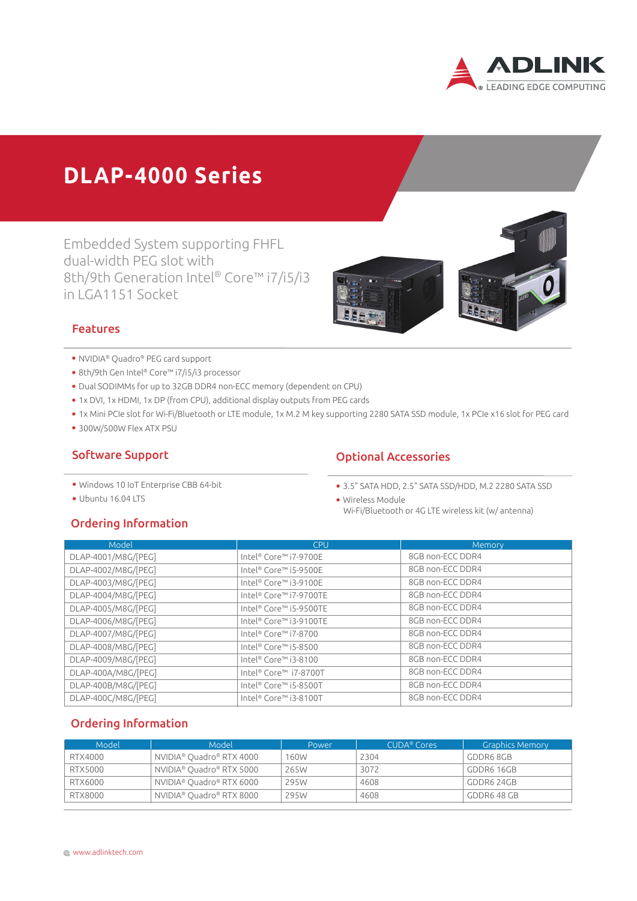# DLAP-4000 Series

Embedded System supporting FHFL dual-width PEG slot with 8th/9th Generation Intel® Core™ i7/i5/i3 in LGA1151 Socket

## Features

- NVIDIA® Quadro® PEG card support
- 8th/9th Gen Intel® Core™ i7/i5/i3 processor
- Dual SODIMMs for up to 32GB DDR4 non-ECC memory (dependent on CPU)
- 1x DVI, 1x HDMI, 1x DP (from CPU), additional display outputs from PEG cards
- 1x Mini PCIe slot for Wi-Fi/Bluetooth or LTE module, 1x M.2 M key supporting 2280 SATA SSD module, 1x PCIe x16 slot for PEG card
- 300W/500W Flex ATX PSU

## Software Support

- Windows 10 IoT Enterprise CBB 64-bit
- Ubuntu 16.04 LTS

## Optional Accessories

- 3.5" SATA HDD, 2.5" SATA SSD/HDD, M.2 2280 SATA SSD
- Wireless Module
  Wi-Fi/Bluetooth or 4G LTE wireless kit (w/ antenna)

## Ordering Information

| Model | CPU | Memory |
|---|---|---|
| DLAP-4001/M8G/[PEG] | Intel® Core™ i7-9700E | 8GB non-ECC DDR4 |
| DLAP-4002/M8G/[PEG] | Intel® Core™ i5-9500E | 8GB non-ECC DDR4 |
| DLAP-4003/M8G/[PEG] | Intel® Core™ i3-9100E | 8GB non-ECC DDR4 |
| DLAP-4004/M8G/[PEG] | Intel® Core™ i7-9700TE | 8GB non-ECC DDR4 |
| DLAP-4005/M8G/[PEG] | Intel® Core™ i5-9500TE | 8GB non-ECC DDR4 |
| DLAP-4006/M8G/[PEG] | Intel® Core™ i3-9100TE | 8GB non-ECC DDR4 |
| DLAP-4007/M8G/[PEG] | Intel® Core™ i7-8700 | 8GB non-ECC DDR4 |
| DLAP-4008/M8G/[PEG] | Intel® Core™ i5-8500 | 8GB non-ECC DDR4 |
| DLAP-4009/M8G/[PEG] | Intel® Core™ i3-8100 | 8GB non-ECC DDR4 |
| DLAP-400A/M8G/[PEG] | Intel® Core™ i7-8700T | 8GB non-ECC DDR4 |
| DLAP-400B/M8G/[PEG] | Intel® Core™ i5-8500T | 8GB non-ECC DDR4 |
| DLAP-400C/M8G/[PEG] | Intel® Core™ i3-8100T | 8GB non-ECC DDR4 |

## Ordering Information

| Model | Model | Power | CUDA® Cores | Graphics Memory |
|---|---|---|---|---|
| RTX4000 | NVIDIA® Quadro® RTX 4000 | 160W | 2304 | GDDR6 8GB |
| RTX5000 | NVIDIA® Quadro® RTX 5000 | 265W | 3072 | GDDR6 16GB |
| RTX6000 | NVIDIA® Quadro® RTX 6000 | 295W | 4608 | GDDR6 24GB |
| RTX8000 | NVIDIA® Quadro® RTX 8000 | 295W | 4608 | GDDR6 48 GB |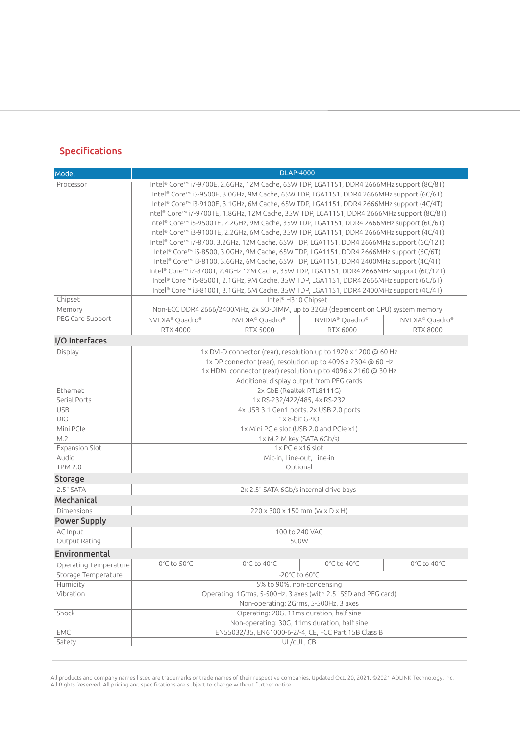## Specifications

| Model | DLAP-4000 | | | |
|---|---|---|---|---|
| Processor | Intel® Core™ i7-9700E, 2.6GHz, 12M Cache, 65W TDP, LGA1151, DDR4 2666MHz support (8C/8T)<br>Intel® Core™ i5-9500E, 3.0GHz, 9M Cache, 65W TDP, LGA1151, DDR4 2666MHz support (6C/6T)<br>Intel® Core™ i3-9100E, 3.1GHz, 6M Cache, 65W TDP, LGA1151, DDR4 2666MHz support (4C/4T)<br>Intel® Core™ i7-9700TE, 1.8GHz, 12M Cache, 35W TDP, LGA1151, DDR4 2666MHz support (8C/8T)<br>Intel® Core™ i5-9500TE, 2.2GHz, 9M Cache, 35W TDP, LGA1151, DDR4 2666MHz support (6C/6T)<br>Intel® Core™ i3-9100TE, 2.2GHz, 6M Cache, 35W TDP, LGA1151, DDR4 2666MHz support (4C/4T)<br>Intel® Core™ i7-8700, 3.2GHz, 12M Cache, 65W TDP, LGA1151, DDR4 2666MHz support (6C/12T)<br>Intel® Core™ i5-8500, 3.0GHz, 9M Cache, 65W TDP, LGA1151, DDR4 2666MHz support (6C/6T)<br>Intel® Core™ i3-8100, 3.6GHz, 6M Cache, 65W TDP, LGA1151, DDR4 2400MHz support (4C/4T)<br>Intel® Core™ i7-8700T, 2.4GHz 12M Cache, 35W TDP, LGA1151, DDR4 2666MHz support (6C/12T)<br>Intel® Core™ i5-8500T, 2.1GHz, 9M Cache, 35W TDP, LGA1151, DDR4 2666MHz support (6C/6T)<br>Intel® Core™ i3-8100T, 3.1GHz, 6M Cache, 35W TDP, LGA1151, DDR4 2400MHz support (4C/4T) | | | |
| Chipset | Intel® H310 Chipset | | | |
| Memory | Non-ECC DDR4 2666/2400MHz, 2x SO-DIMM, up to 32GB (dependent on CPU) system memory | | | |
| PEG Card Support | NVIDIA® Quadro® RTX 4000 | NVIDIA® Quadro® RTX 5000 | NVIDIA® Quadro® RTX 6000 | NVIDIA® Quadro® RTX 8000 |
| **I/O Interfaces** | | | | |
| Display | 1x DVI-D connector (rear), resolution up to 1920 x 1200 @ 60 Hz<br>1x DP connector (rear), resolution up to 4096 x 2304 @ 60 Hz<br>1x HDMI connector (rear) resolution up to 4096 x 2160 @ 30 Hz<br>Additional display output from PEG cards | | | |
| Ethernet | 2x GbE (Realtek RTL8111G) | | | |
| Serial Ports | 1x RS-232/422/485, 4x RS-232 | | | |
| USB | 4x USB 3.1 Gen1 ports, 2x USB 2.0 ports | | | |
| DIO | 1x 8-bit GPIO | | | |
| Mini PCIe | 1x Mini PCIe slot (USB 2.0 and PCIe x1) | | | |
| M.2 | 1x M.2 M key (SATA 6Gb/s) | | | |
| Expansion Slot | 1x PCIe x16 slot | | | |
| Audio | Mic-in, Line-out, Line-in | | | |
| TPM 2.0 | Optional | | | |
| **Storage** | | | | |
| 2.5" SATA | 2x 2.5" SATA 6Gb/s internal drive bays | | | |
| **Mechanical** | | | | |
| Dimensions | 220 x 300 x 150 mm (W x D x H) | | | |
| **Power Supply** | | | | |
| AC Input | 100 to 240 VAC | | | |
| Output Rating | 500W | | | |
| **Environmental** | | | | |
| Operating Temperature | 0°C to 50°C | 0°C to 40°C | 0°C to 40°C | 0°C to 40°C |
| Storage Temperature | -20°C to 60°C | | | |
| Humidity | 5% to 90%, non-condensing | | | |
| Vibration | Operating: 1Grms, 5-500Hz, 3 axes (with 2.5" SSD and PEG card)<br>Non-operating: 2Grms, 5-500Hz, 3 axes | | | |
| Shock | Operating: 20G, 11ms duration, half sine<br>Non-operating: 30G, 11ms duration, half sine | | | |
| EMC | EN55032/35, EN61000-6-2/-4, CE, FCC Part 15B Class B | | | |
| Safety | UL/cUL, CB | | | |

All products and company names listed are trademarks or trade names of their respective companies. Updated Oct. 20, 2021. ©2021 ADLINK Technology, Inc. All Rights Reserved. All pricing and specifications are subject to change without further notice.